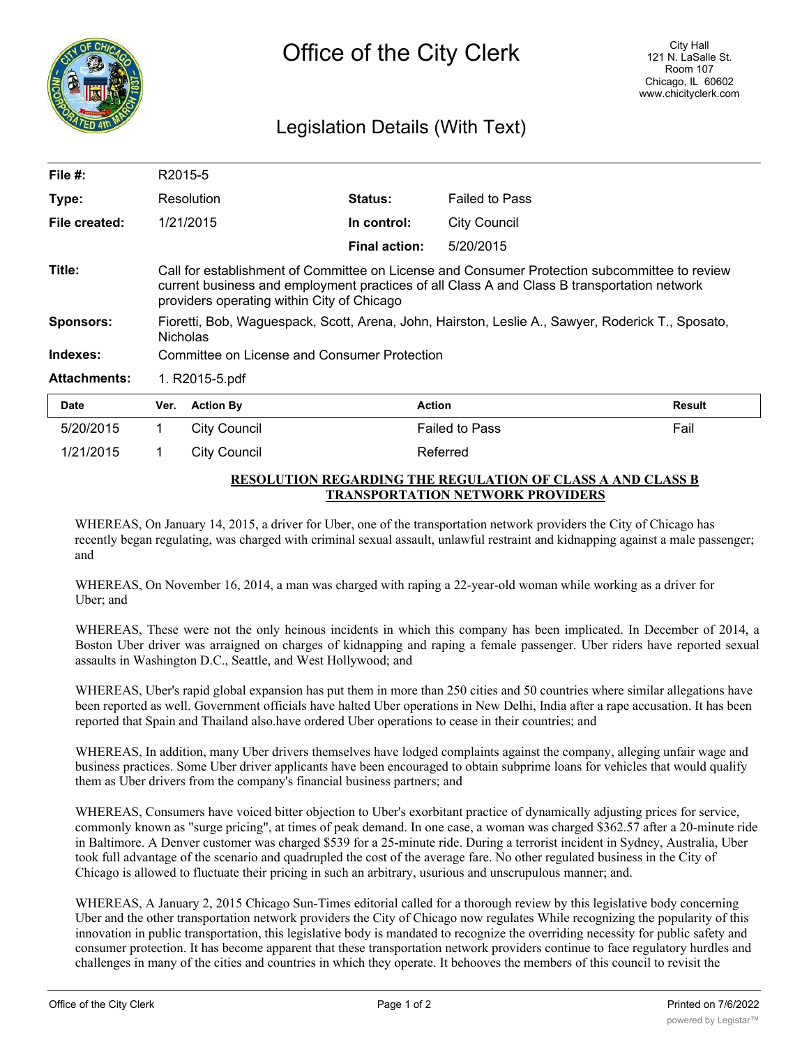# Office of the City Clerk

City Hall
121 N. LaSalle St.
Room 107
Chicago, IL 60602
www.chicityclerk.com

## Legislation Details (With Text)

| | | | |
|---|---|---|---|
| **File #:** | R2015-5 | | |
| **Type:** | Resolution | **Status:** | Failed to Pass |
| **File created:** | 1/21/2015 | **In control:** | City Council |
| | | **Final action:** | 5/20/2015 |
| **Title:** | Call for establishment of Committee on License and Consumer Protection subcommittee to review current business and employment practices of all Class A and Class B transportation network providers operating within City of Chicago | | |
| **Sponsors:** | Fioretti, Bob, Waguespack, Scott, Arena, John, Hairston, Leslie A., Sawyer, Roderick T., Sposato, Nicholas | | |
| **Indexes:** | Committee on License and Consumer Protection | | |
| **Attachments:** | 1. R2015-5.pdf | | |

| Date | Ver. | Action By | Action | Result |
|---|---|---|---|---|
| 5/20/2015 | 1 | City Council | Failed to Pass | Fail |
| 1/21/2015 | 1 | City Council | Referred | |

**RESOLUTION REGARDING THE REGULATION OF CLASS A AND CLASS B TRANSPORTATION NETWORK PROVIDERS**

WHEREAS, On January 14, 2015, a driver for Uber, one of the transportation network providers the City of Chicago has recently began regulating, was charged with criminal sexual assault, unlawful restraint and kidnapping against a male passenger; and

WHEREAS, On November 16, 2014, a man was charged with raping a 22-year-old woman while working as a driver for Uber; and

WHEREAS, These were not the only heinous incidents in which this company has been implicated. In December of 2014, a Boston Uber driver was arraigned on charges of kidnapping and raping a female passenger. Uber riders have reported sexual assaults in Washington D.C., Seattle, and West Hollywood; and

WHEREAS, Uber's rapid global expansion has put them in more than 250 cities and 50 countries where similar allegations have been reported as well. Government officials have halted Uber operations in New Delhi, India after a rape accusation. It has been reported that Spain and Thailand also.have ordered Uber operations to cease in their countries; and

WHEREAS, In addition, many Uber drivers themselves have lodged complaints against the company, alleging unfair wage and business practices. Some Uber driver applicants have been encouraged to obtain subprime loans for vehicles that would qualify them as Uber drivers from the company's financial business partners; and

WHEREAS, Consumers have voiced bitter objection to Uber's exorbitant practice of dynamically adjusting prices for service, commonly known as "surge pricing", at times of peak demand. In one case, a woman was charged $362.57 after a 20-minute ride in Baltimore. A Denver customer was charged $539 for a 25-minute ride. During a terrorist incident in Sydney, Australia, Uber took full advantage of the scenario and quadrupled the cost of the average fare. No other regulated business in the City of Chicago is allowed to fluctuate their pricing in such an arbitrary, usurious and unscrupulous manner; and.

WHEREAS, A January 2, 2015 Chicago Sun-Times editorial called for a thorough review by this legislative body concerning Uber and the other transportation network providers the City of Chicago now regulates While recognizing the popularity of this innovation in public transportation, this legislative body is mandated to recognize the overriding necessity for public safety and consumer protection. It has become apparent that these transportation network providers continue to face regulatory hurdles and challenges in many of the cities and countries in which they operate. It behooves the members of this council to revisit the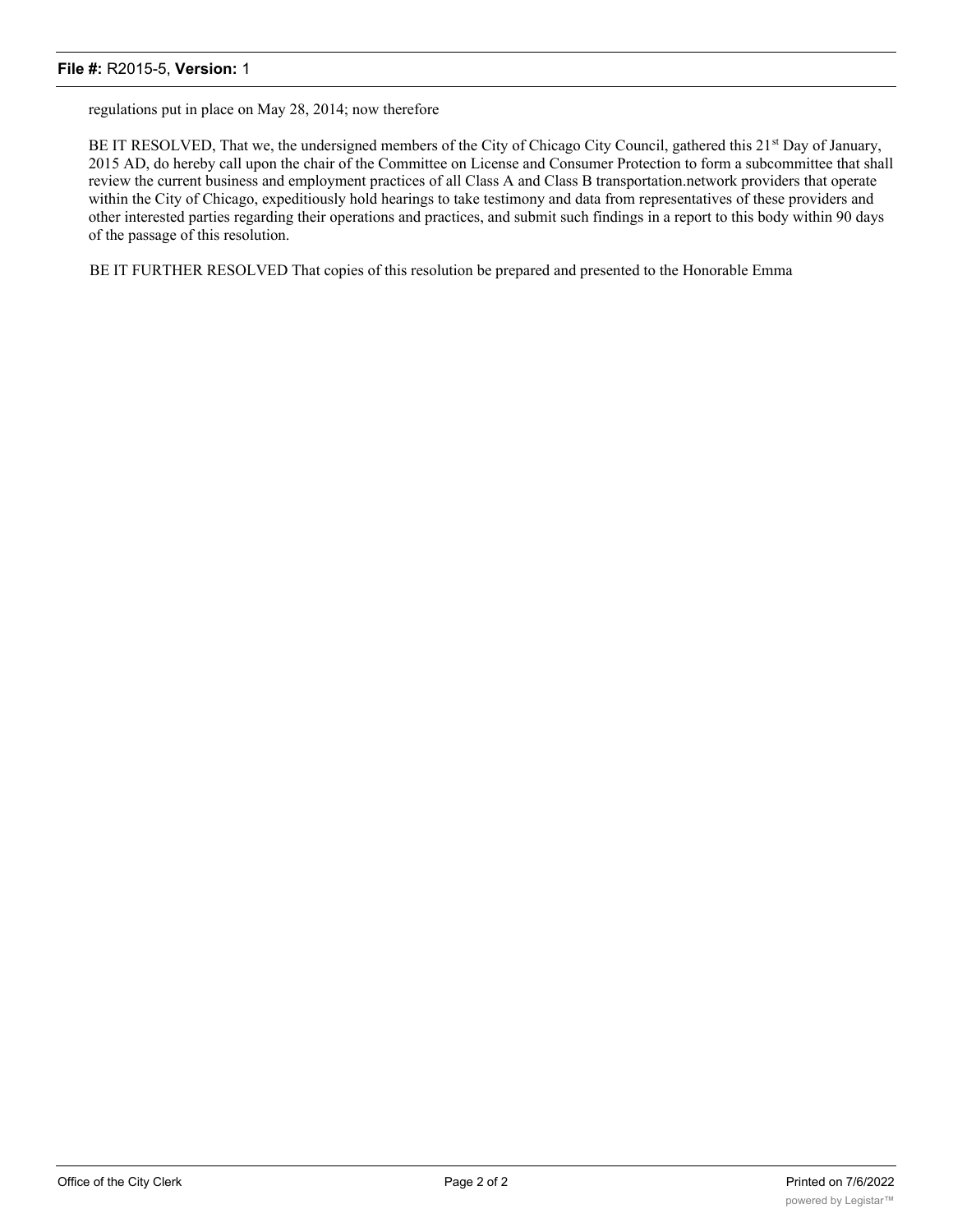regulations put in place on May 28, 2014; now therefore

BE IT RESOLVED, That we, the undersigned members of the City of Chicago City Council, gathered this 21st Day of January, 2015 AD, do hereby call upon the chair of the Committee on License and Consumer Protection to form a subcommittee that shall review the current business and employment practices of all Class A and Class B transportation.network providers that operate within the City of Chicago, expeditiously hold hearings to take testimony and data from representatives of these providers and other interested parties regarding their operations and practices, and submit such findings in a report to this body within 90 days of the passage of this resolution.

BE IT FURTHER RESOLVED That copies of this resolution be prepared and presented to the Honorable Emma